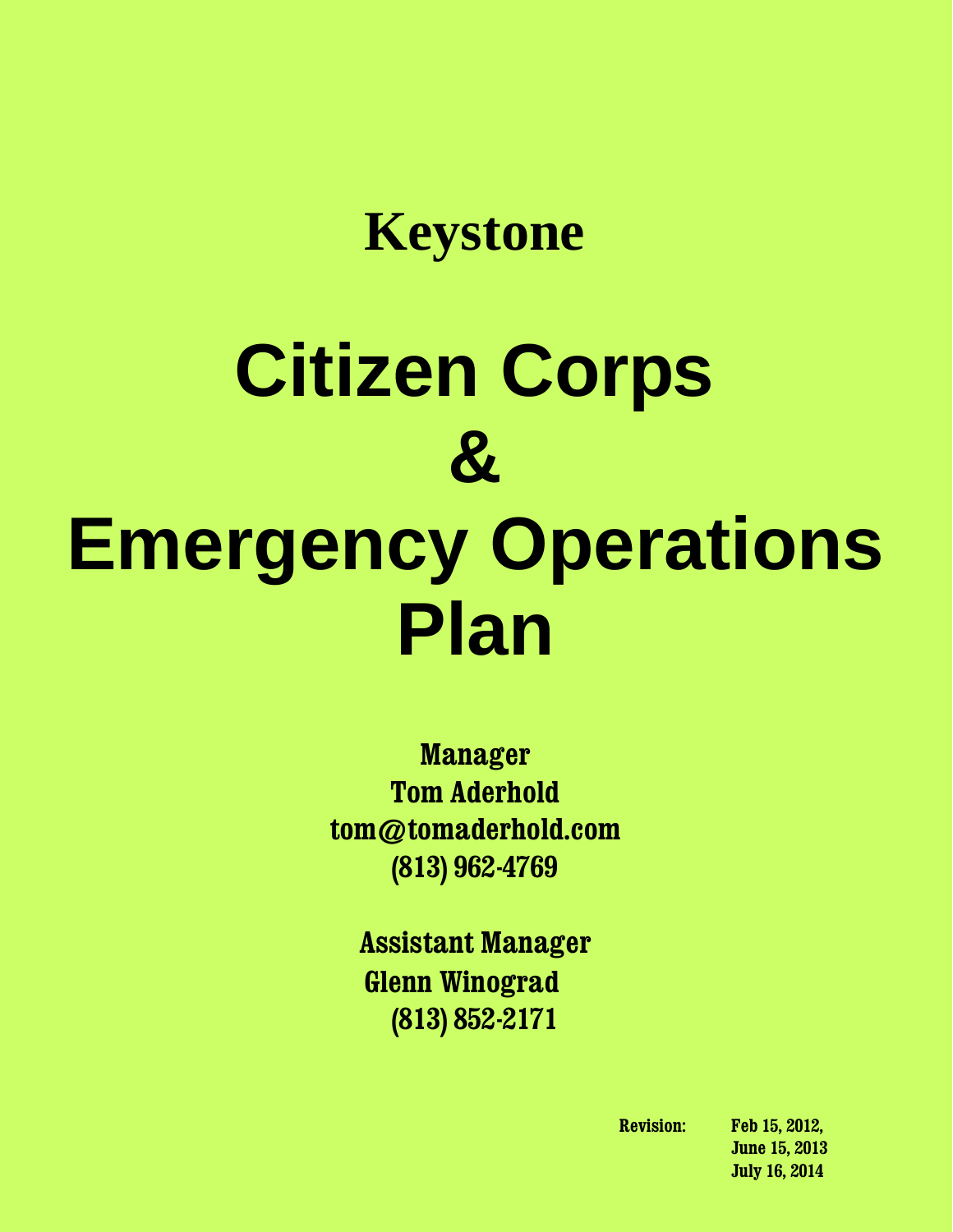## Keystone

# Citizen Corps
# &
# Emergency Operations Plan

**Manager**
**Tom Aderhold**
**tom@tomaderhold.com**
**(813) 962-4769**

**Assistant Manager**
**Glenn Winograd**
**(813) 852-2171**

**Revision:** Feb 15, 2012,
June 15, 2013
July 16, 2014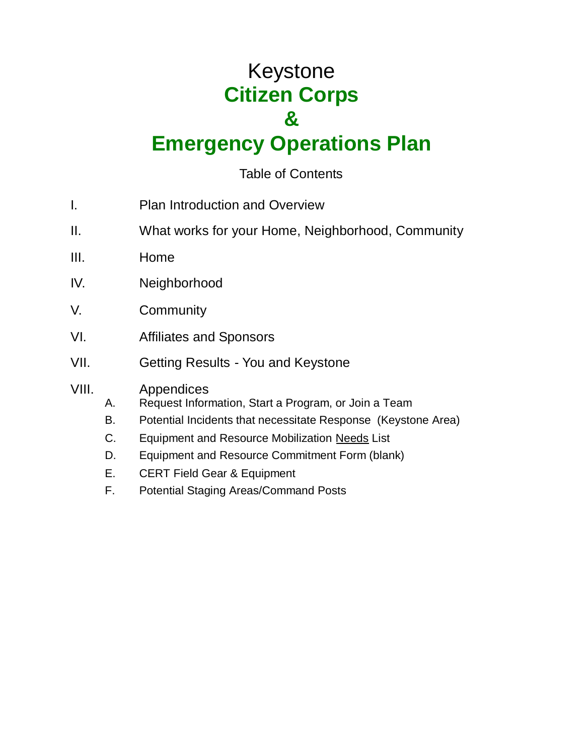# Keystone
# **Citizen Corps**
# **&**
# **Emergency Operations Plan**

Table of Contents

I. Plan Introduction and Overview

II. What works for your Home, Neighborhood, Community

III. Home

IV. Neighborhood

V. Community

VI. Affiliates and Sponsors

VII. Getting Results - You and Keystone

VIII. Appendices
   - A. Request Information, Start a Program, or Join a Team
   - B. Potential Incidents that necessitate Response (Keystone Area)
   - C. Equipment and Resource Mobilization <u>Needs</u> List
   - D. Equipment and Resource Commitment Form (blank)
   - E. CERT Field Gear & Equipment
   - F. Potential Staging Areas/Command Posts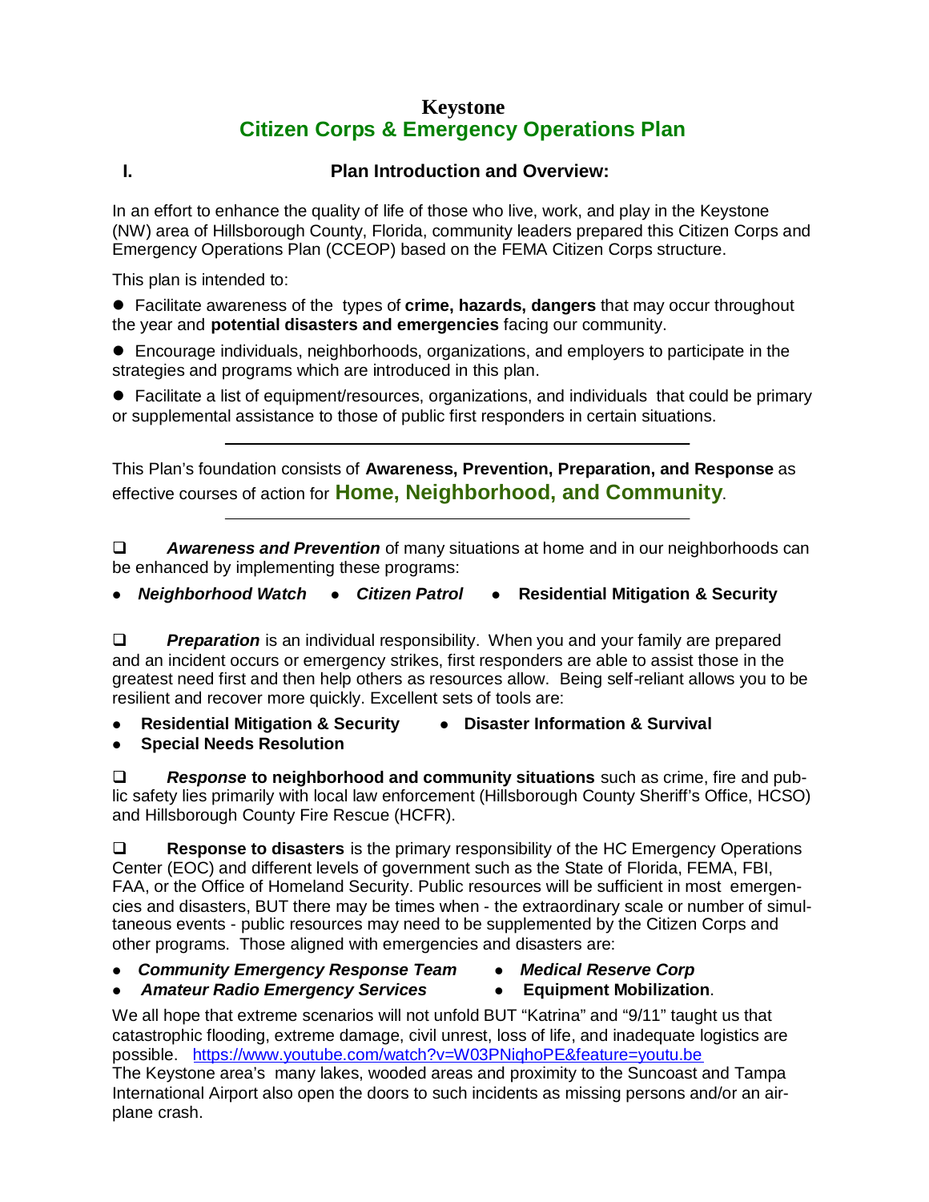# Keystone
## Citizen Corps & Emergency Operations Plan

### I. Plan Introduction and Overview:

In an effort to enhance the quality of life of those who live, work, and play in the Keystone (NW) area of Hillsborough County, Florida, community leaders prepared this Citizen Corps and Emergency Operations Plan (CCEOP) based on the FEMA Citizen Corps structure.

This plan is intended to:

- Facilitate awareness of the types of **crime, hazards, dangers** that may occur throughout the year and **potential disasters and emergencies** facing our community.
- Encourage individuals, neighborhoods, organizations, and employers to participate in the strategies and programs which are introduced in this plan.
- Facilitate a list of equipment/resources, organizations, and individuals that could be primary or supplemental assistance to those of public first responders in certain situations.

---

This Plan's foundation consists of **Awareness, Prevention, Preparation, and Response** as effective courses of action for **Home, Neighborhood, and Community**.

---

❑ ***Awareness and Prevention*** of many situations at home and in our neighborhoods can be enhanced by implementing these programs:

- ***Neighborhood Watch***
- ***Citizen Patrol***
- **Residential Mitigation & Security**

❑ ***Preparation*** is an individual responsibility. When you and your family are prepared and an incident occurs or emergency strikes, first responders are able to assist those in the greatest need first and then help others as resources allow. Being self-reliant allows you to be resilient and recover more quickly. Excellent sets of tools are:

- **Residential Mitigation & Security**
- **Disaster Information & Survival**
- **Special Needs Resolution**

❑ ***Response* to neighborhood and community situations** such as crime, fire and public safety lies primarily with local law enforcement (Hillsborough County Sheriff's Office, HCSO) and Hillsborough County Fire Rescue (HCFR).

❑ **Response to disasters** is the primary responsibility of the HC Emergency Operations Center (EOC) and different levels of government such as the State of Florida, FEMA, FBI, FAA, or the Office of Homeland Security. Public resources will be sufficient in most emergencies and disasters, BUT there may be times when - the extraordinary scale or number of simultaneous events - public resources may need to be supplemented by the Citizen Corps and other programs. Those aligned with emergencies and disasters are:

- ***Community Emergency Response Team***
- ***Medical Reserve Corp***
- ***Amateur Radio Emergency Services***
- **Equipment Mobilization**.

We all hope that extreme scenarios will not unfold BUT "Katrina" and "9/11" taught us that catastrophic flooding, extreme damage, civil unrest, loss of life, and inadequate logistics are possible. https://www.youtube.com/watch?v=W03PNiqhoPE&feature=youtu.be

The Keystone area's many lakes, wooded areas and proximity to the Suncoast and Tampa International Airport also open the doors to such incidents as missing persons and/or an airplane crash.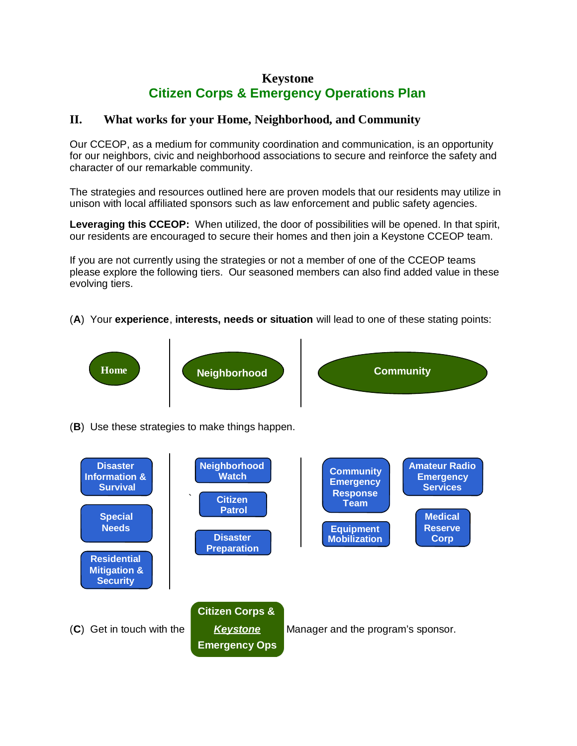# Keystone
## Citizen Corps & Emergency Operations Plan

### II. What works for your Home, Neighborhood, and Community

Our CCEOP, as a medium for community coordination and communication, is an opportunity for our neighbors, civic and neighborhood associations to secure and reinforce the safety and character of our remarkable community.

The strategies and resources outlined here are proven models that our residents may utilize in unison with local affiliated sponsors such as law enforcement and public safety agencies.

**Leveraging this CCEOP:** When utilized, the door of possibilities will be opened. In that spirit, our residents are encouraged to secure their homes and then join a Keystone CCEOP team.

If you are not currently using the strategies or not a member of one of the CCEOP teams please explore the following tiers. Our seasoned members can also find added value in these evolving tiers.

(**A**) Your **experience**, **interests, needs or situation** will lead to one of these stating points:

| Home | Neighborhood | Community |
|---|---|---|

(**B**) Use these strategies to make things happen.

| Home | Neighborhood | Community |
|---|---|---|
| Disaster Information & Survival | Neighborhood Watch | Community Emergency Response Team |
| Special Needs | Citizen Patrol | Amateur Radio Emergency Services |
| Residential Mitigation & Security | Disaster Preparation | Equipment Mobilization |
| | | Medical Reserve Corp |

(**C**) Get in touch with the **Citizen Corps & *Keystone* Emergency Ops** Manager and the program's sponsor.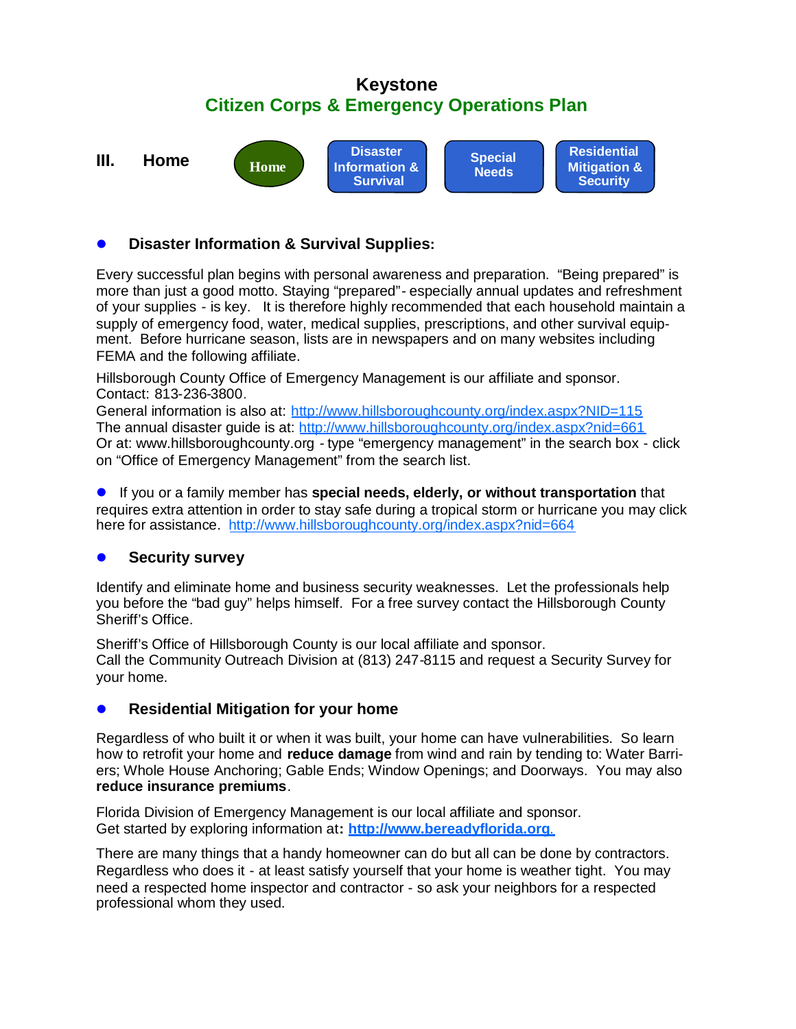# Keystone
## Citizen Corps & Emergency Operations Plan

**III. Home** | Home | Disaster Information & Survival | Special Needs | Residential Mitigation & Security

- **Disaster Information & Survival Supplies:**

Every successful plan begins with personal awareness and preparation. "Being prepared" is more than just a good motto. Staying "prepared"- especially annual updates and refreshment of your supplies - is key. It is therefore highly recommended that each household maintain a supply of emergency food, water, medical supplies, prescriptions, and other survival equipment. Before hurricane season, lists are in newspapers and on many websites including FEMA and the following affiliate.

Hillsborough County Office of Emergency Management is our affiliate and sponsor.
Contact: 813-236-3800.
General information is also at: http://www.hillsboroughcounty.org/index.aspx?NID=115
The annual disaster guide is at: http://www.hillsboroughcounty.org/index.aspx?nid=661
Or at: www.hillsboroughcounty.org - type "emergency management" in the search box - click on "Office of Emergency Management" from the search list.

- If you or a family member has **special needs, elderly, or without transportation** that requires extra attention in order to stay safe during a tropical storm or hurricane you may click here for assistance. http://www.hillsboroughcounty.org/index.aspx?nid=664

- **Security survey**

Identify and eliminate home and business security weaknesses. Let the professionals help you before the "bad guy" helps himself. For a free survey contact the Hillsborough County Sheriff's Office.

Sheriff's Office of Hillsborough County is our local affiliate and sponsor.
Call the Community Outreach Division at (813) 247-8115 and request a Security Survey for your home.

- **Residential Mitigation for your home**

Regardless of who built it or when it was built, your home can have vulnerabilities. So learn how to retrofit your home and **reduce damage** from wind and rain by tending to: Water Barriers; Whole House Anchoring; Gable Ends; Window Openings; and Doorways. You may also **reduce insurance premiums**.

Florida Division of Emergency Management is our local affiliate and sponsor.
Get started by exploring information at**:** **http://www.bereadyflorida.org.**

There are many things that a handy homeowner can do but all can be done by contractors. Regardless who does it - at least satisfy yourself that your home is weather tight. You may need a respected home inspector and contractor - so ask your neighbors for a respected professional whom they used.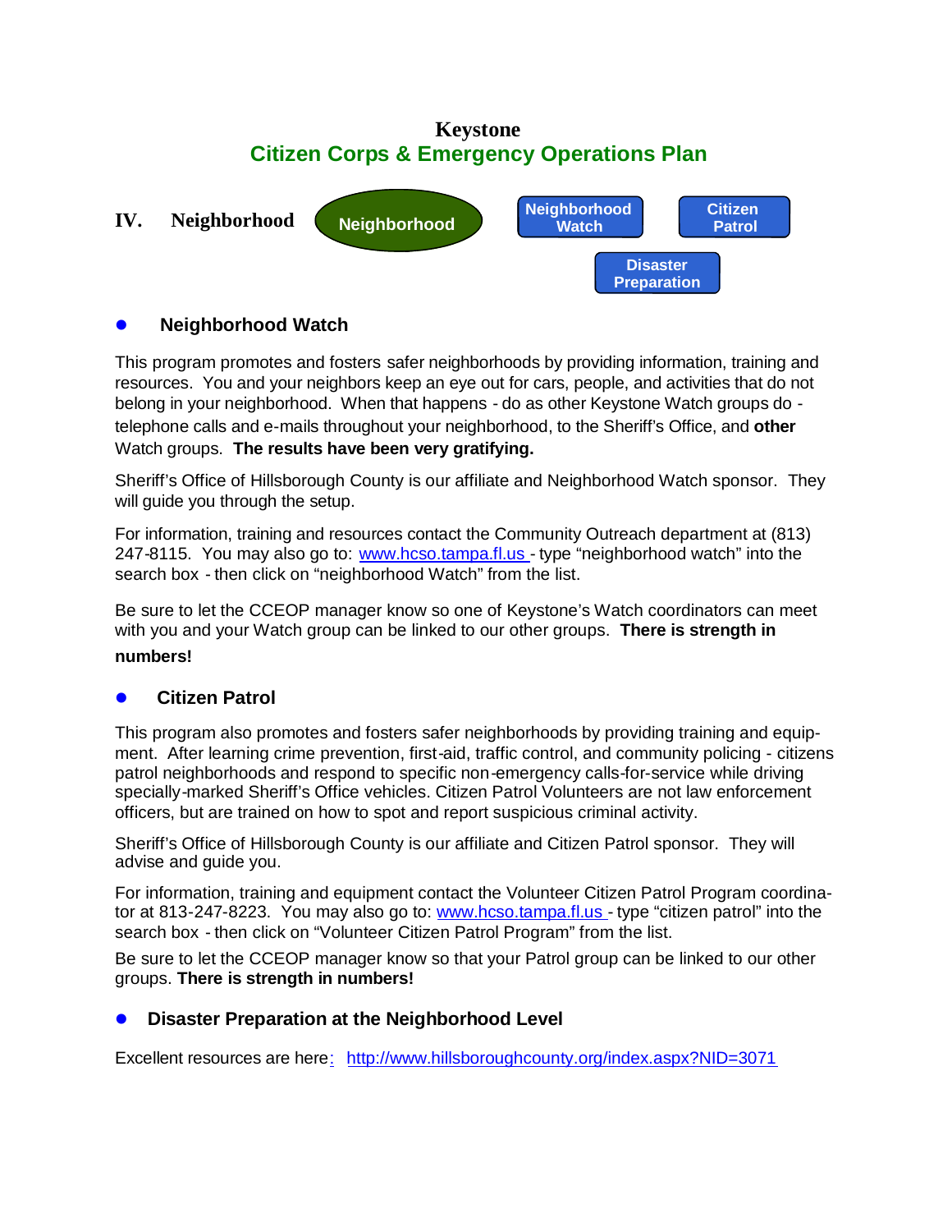# Keystone

## Citizen Corps & Emergency Operations Plan

## IV. Neighborhood

Neighborhood

Neighborhood Watch

Citizen Patrol

Disaster Preparation

### Neighborhood Watch

This program promotes and fosters safer neighborhoods by providing information, training and resources. You and your neighbors keep an eye out for cars, people, and activities that do not belong in your neighborhood. When that happens - do as other Keystone Watch groups do - telephone calls and e-mails throughout your neighborhood, to the Sheriff's Office, and **other** Watch groups. **The results have been very gratifying.**

Sheriff's Office of Hillsborough County is our affiliate and Neighborhood Watch sponsor. They will guide you through the setup.

For information, training and resources contact the Community Outreach department at (813) 247-8115. You may also go to: www.hcso.tampa.fl.us - type "neighborhood watch" into the search box - then click on "neighborhood Watch" from the list.

Be sure to let the CCEOP manager know so one of Keystone's Watch coordinators can meet with you and your Watch group can be linked to our other groups. **There is strength in numbers!**

### Citizen Patrol

This program also promotes and fosters safer neighborhoods by providing training and equipment. After learning crime prevention, first-aid, traffic control, and community policing - citizens patrol neighborhoods and respond to specific non-emergency calls-for-service while driving specially-marked Sheriff's Office vehicles. Citizen Patrol Volunteers are not law enforcement officers, but are trained on how to spot and report suspicious criminal activity.

Sheriff's Office of Hillsborough County is our affiliate and Citizen Patrol sponsor. They will advise and guide you.

For information, training and equipment contact the Volunteer Citizen Patrol Program coordinator at 813-247-8223. You may also go to: www.hcso.tampa.fl.us - type "citizen patrol" into the search box - then click on "Volunteer Citizen Patrol Program" from the list.

Be sure to let the CCEOP manager know so that your Patrol group can be linked to our other groups. **There is strength in numbers!**

### Disaster Preparation at the Neighborhood Level

Excellent resources are here: http://www.hillsboroughcounty.org/index.aspx?NID=3071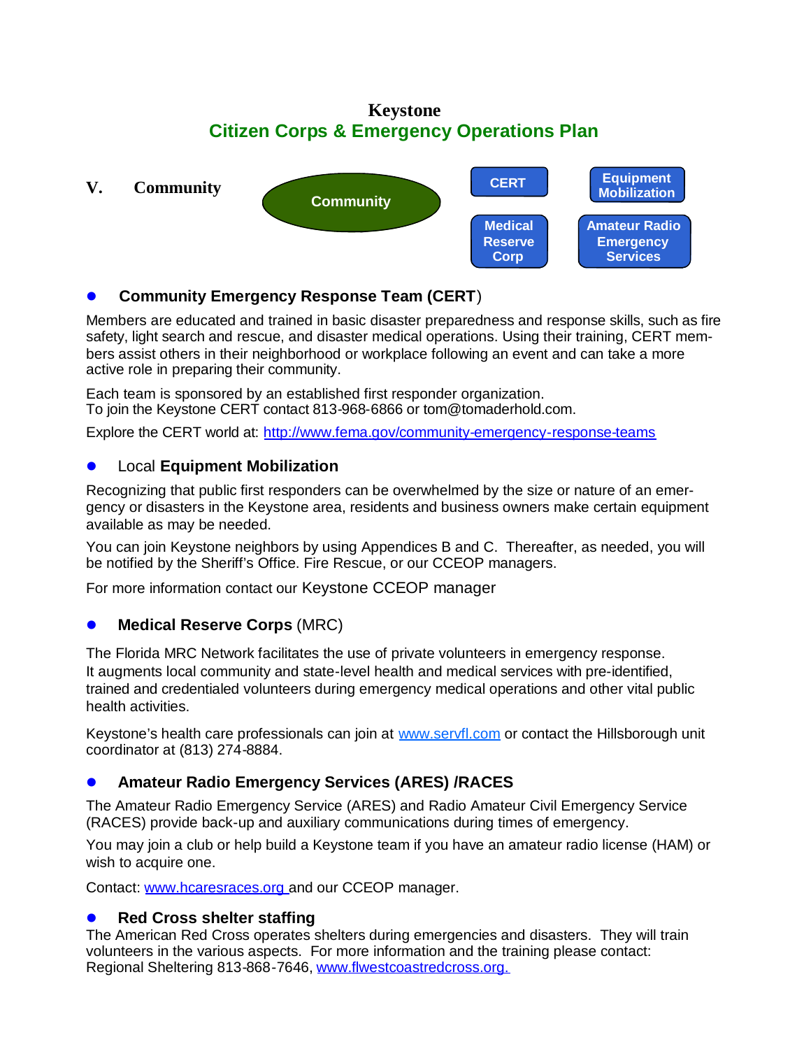**Keystone**

## Citizen Corps & Emergency Operations Plan

## V. Community

Community

CERT

Equipment Mobilization

Medical Reserve Corp

Amateur Radio Emergency Services

- **Community Emergency Response Team (CERT)**

Members are educated and trained in basic disaster preparedness and response skills, such as fire safety, light search and rescue, and disaster medical operations. Using their training, CERT members assist others in their neighborhood or workplace following an event and can take a more active role in preparing their community.

Each team is sponsored by an established first responder organization.
To join the Keystone CERT contact 813-968-6866 or tom@tomaderhold.com.

Explore the CERT world at: http://www.fema.gov/community-emergency-response-teams

- Local **Equipment Mobilization**

Recognizing that public first responders can be overwhelmed by the size or nature of an emergency or disasters in the Keystone area, residents and business owners make certain equipment available as may be needed.

You can join Keystone neighbors by using Appendices B and C. Thereafter, as needed, you will be notified by the Sheriff's Office. Fire Rescue, or our CCEOP managers.

For more information contact our Keystone CCEOP manager

- **Medical Reserve Corps** (MRC)

The Florida MRC Network facilitates the use of private volunteers in emergency response.
It augments local community and state-level health and medical services with pre-identified, trained and credentialed volunteers during emergency medical operations and other vital public health activities.

Keystone's health care professionals can join at www.servfl.com or contact the Hillsborough unit coordinator at (813) 274-8884.

- **Amateur Radio Emergency Services (ARES) /RACES**

The Amateur Radio Emergency Service (ARES) and Radio Amateur Civil Emergency Service (RACES) provide back-up and auxiliary communications during times of emergency.

You may join a club or help build a Keystone team if you have an amateur radio license (HAM) or wish to acquire one.

Contact: www.hcaresraces.org and our CCEOP manager.

- **Red Cross shelter staffing**

The American Red Cross operates shelters during emergencies and disasters. They will train volunteers in the various aspects. For more information and the training please contact:
Regional Sheltering 813-868-7646, www.flwestcoastredcross.org.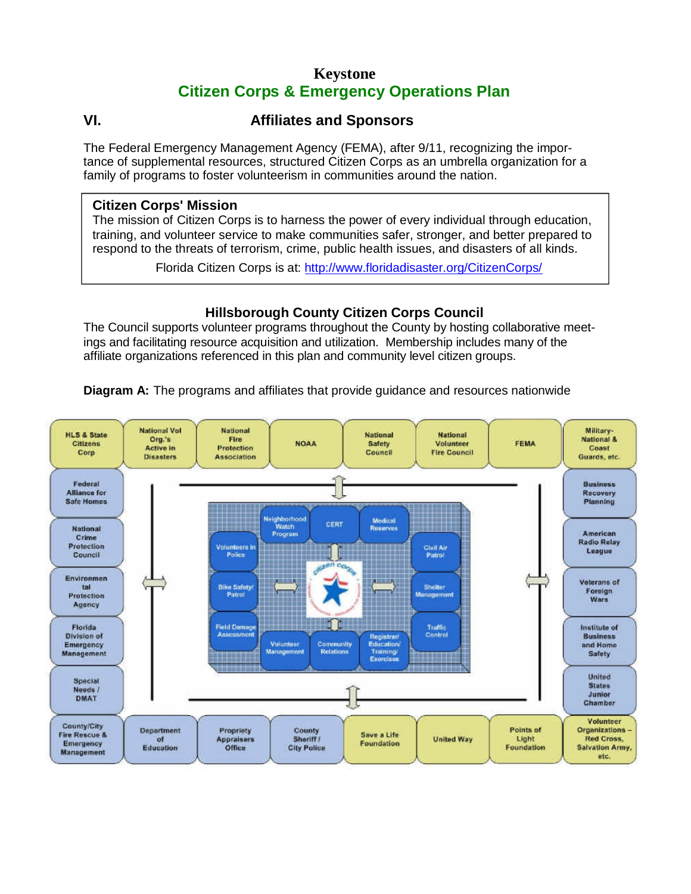# Keystone
## Citizen Corps & Emergency Operations Plan

## VI. Affiliates and Sponsors

The Federal Emergency Management Agency (FEMA), after 9/11, recognizing the importance of supplemental resources, structured Citizen Corps as an umbrella organization for a family of programs to foster volunteerism in communities around the nation.

> **Citizen Corps' Mission**
>
> The mission of Citizen Corps is to harness the power of every individual through education, training, and volunteer service to make communities safer, stronger, and better prepared to respond to the threats of terrorism, crime, public health issues, and disasters of all kinds.
>
> Florida Citizen Corps is at: http://www.floridadisaster.org/CitizenCorps/

### Hillsborough County Citizen Corps Council

The Council supports volunteer programs throughout the County by hosting collaborative meetings and facilitating resource acquisition and utilization. Membership includes many of the affiliate organizations referenced in this plan and community level citizen groups.

**Diagram A:** The programs and affiliates that provide guidance and resources nationwide

HLS & State Citizens Corp | National Vol Org.'s Active in Disasters | National Fire Protection Association | NOAA | National Safety Council | National Volunteer Fire Council | FEMA | Military-National & Coast Guards, etc.

Federal Alliance for Safe Homes | National Crime Protection Council | Environmental Protection Agency | Florida Division of Emergency Management | Special Needs / DMAT

Business Recovery Planning | American Radio Relay League | Veterans of Foreign Wars | Institute of Business and Home Safety | United States Junior Chamber

County/City Fire Rescue & Emergency Management | Department of Education | Propriety Appraisers Office | County Sheriff / City Police | Save a Life Foundation | United Way | Points of Light Foundation | Volunteer Organizations – Red Cross, Salvation Army, etc.

Citizen Corps: Neighborhood Watch Program | CERT | Medical Reserves | Volunteers in Police | Civil Air Patrol | Bike Safety/ Patrol | Shelter Management | Field Damage Assessment | Traffic Control | Volunteer Management | Community Relations | Registrar/ Education/ Training/ Exercises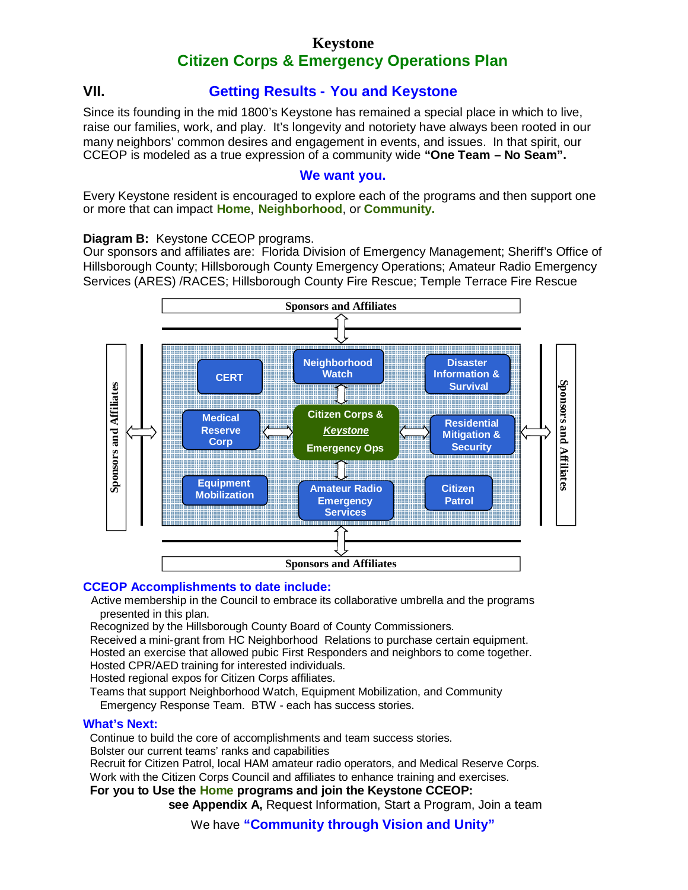# Keystone
## Citizen Corps & Emergency Operations Plan

## VII. Getting Results - You and Keystone

Since its founding in the mid 1800's Keystone has remained a special place in which to live, raise our families, work, and play. It's longevity and notoriety have always been rooted in our many neighbors' common desires and engagement in events, and issues. In that spirit, our CCEOP is modeled as a true expression of a community wide **"One Team – No Seam".**

### We want you.

Every Keystone resident is encouraged to explore each of the programs and then support one or more that can impact **Home**, **Neighborhood**, or **Community.**

**Diagram B:** Keystone CCEOP programs.
Our sponsors and affiliates are: Florida Division of Emergency Management; Sheriff's Office of Hillsborough County; Hillsborough County Emergency Operations; Amateur Radio Emergency Services (ARES) /RACES; Hillsborough County Fire Rescue; Temple Terrace Fire Rescue

Sponsors and Affiliates

CERT | Neighborhood Watch | Disaster Information & Survival
Medical Reserve Corp | Citizen Corps & *Keystone* Emergency Ops | Residential Mitigation & Security
Equipment Mobilization | Amateur Radio Emergency Services | Citizen Patrol

Sponsors and Affiliates

### CCEOP Accomplishments to date include:

Active membership in the Council to embrace its collaborative umbrella and the programs presented in this plan.
Recognized by the Hillsborough County Board of County Commissioners.
Received a mini-grant from HC Neighborhood Relations to purchase certain equipment.
Hosted an exercise that allowed pubic First Responders and neighbors to come together.
Hosted CPR/AED training for interested individuals.
Hosted regional expos for Citizen Corps affiliates.
Teams that support Neighborhood Watch, Equipment Mobilization, and Community Emergency Response Team. BTW - each has success stories.

### What's Next:

Continue to build the core of accomplishments and team success stories.
Bolster our current teams' ranks and capabilities
Recruit for Citizen Patrol, local HAM amateur radio operators, and Medical Reserve Corps.
Work with the Citizen Corps Council and affiliates to enhance training and exercises.
**For you to Use the Home programs and join the Keystone CCEOP:**
**see Appendix A,** Request Information, Start a Program, Join a team

We have **"Community through Vision and Unity"**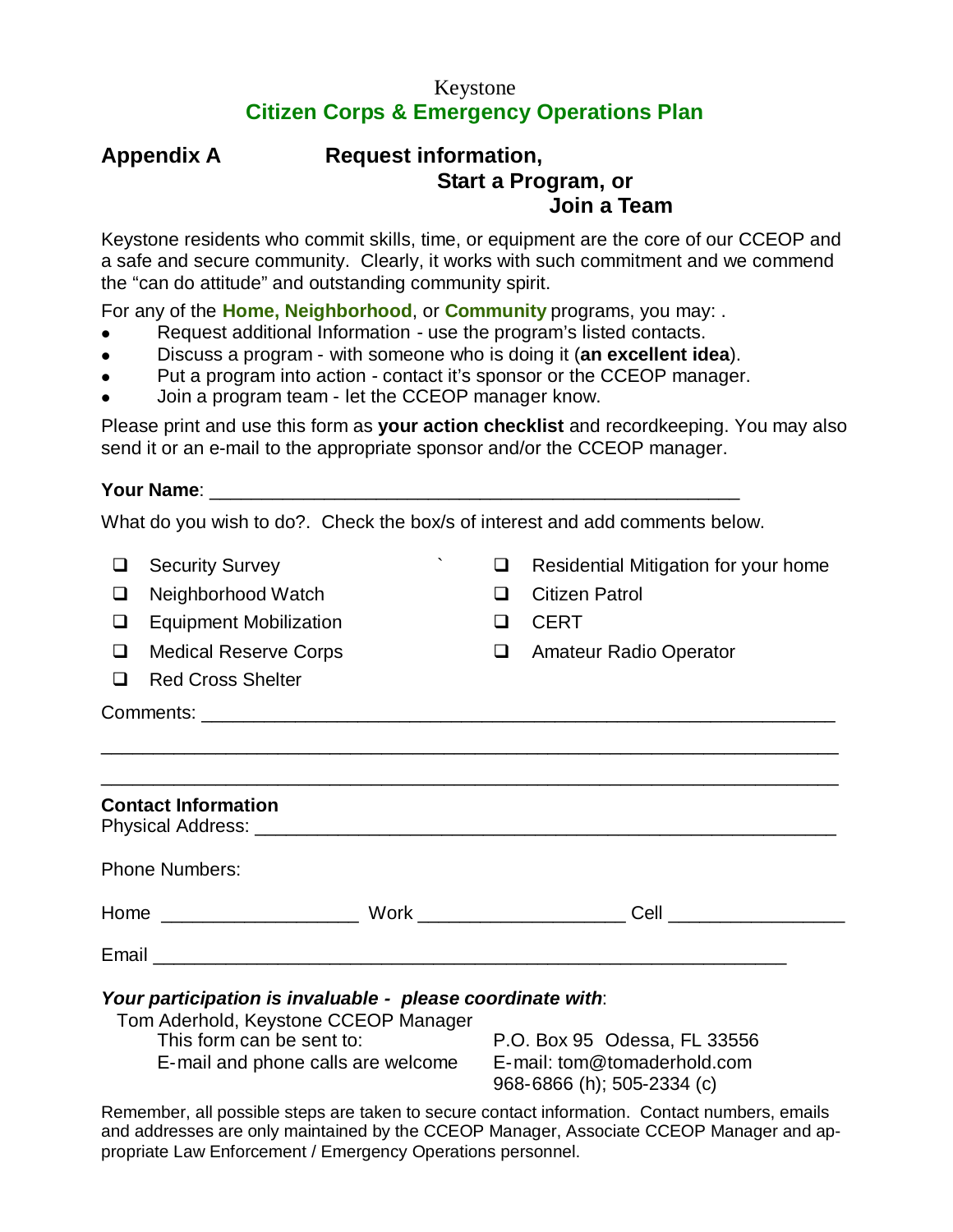Keystone

## Citizen Corps & Emergency Operations Plan

## Appendix A — Request information, Start a Program, or Join a Team

Keystone residents who commit skills, time, or equipment are the core of our CCEOP and a safe and secure community. Clearly, it works with such commitment and we commend the "can do attitude" and outstanding community spirit.

For any of the **Home, Neighborhood**, or **Community** programs, you may: .

- Request additional Information - use the program's listed contacts.
- Discuss a program - with someone who is doing it (**an excellent idea**).
- Put a program into action - contact it's sponsor or the CCEOP manager.
- Join a program team - let the CCEOP manager know.

Please print and use this form as **your action checklist** and recordkeeping. You may also send it or an e-mail to the appropriate sponsor and/or the CCEOP manager.

**Your Name**: ____________________________________________________

What do you wish to do?. Check the box/s of interest and add comments below.

- ☐ Security Survey
- ☐ Neighborhood Watch
- ☐ Equipment Mobilization
- ☐ Medical Reserve Corps
- ☐ Red Cross Shelter
- ☐ Residential Mitigation for your home
- ☐ Citizen Patrol
- ☐ CERT
- ☐ Amateur Radio Operator

Comments: ______________________________________________________________

________________________________________________________________________

________________________________________________________________________

**Contact Information**
Physical Address: ________________________________________________________

Phone Numbers:

Home __________________ Work ___________________ Cell ________________

Email __________________________________________________________

***Your participation is invaluable - please coordinate with***:

Tom Aderhold, Keystone CCEOP Manager

This form can be sent to: P.O. Box 95 Odessa, FL 33556

E-mail and phone calls are welcome E-mail: tom@tomaderhold.com
968-6866 (h); 505-2334 (c)

Remember, all possible steps are taken to secure contact information. Contact numbers, emails and addresses are only maintained by the CCEOP Manager, Associate CCEOP Manager and appropriate Law Enforcement / Emergency Operations personnel.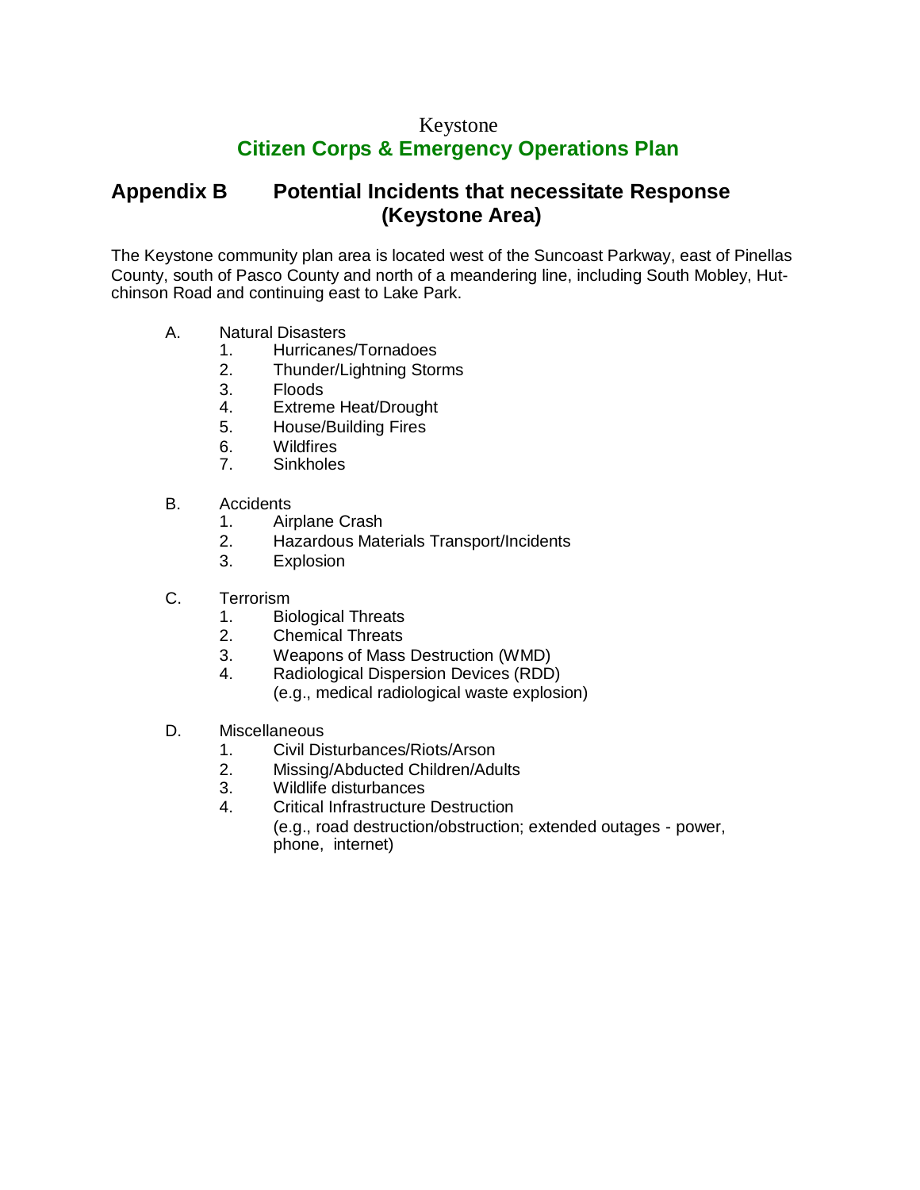Keystone

# Citizen Corps & Emergency Operations Plan

## Appendix B Potential Incidents that necessitate Response (Keystone Area)

The Keystone community plan area is located west of the Suncoast Parkway, east of Pinellas County, south of Pasco County and north of a meandering line, including South Mobley, Hutchinson Road and continuing east to Lake Park.

A. Natural Disasters
   1. Hurricanes/Tornadoes
   2. Thunder/Lightning Storms
   3. Floods
   4. Extreme Heat/Drought
   5. House/Building Fires
   6. Wildfires
   7. Sinkholes

B. Accidents
   1. Airplane Crash
   2. Hazardous Materials Transport/Incidents
   3. Explosion

C. Terrorism
   1. Biological Threats
   2. Chemical Threats
   3. Weapons of Mass Destruction (WMD)
   4. Radiological Dispersion Devices (RDD)
      (e.g., medical radiological waste explosion)

D. Miscellaneous
   1. Civil Disturbances/Riots/Arson
   2. Missing/Abducted Children/Adults
   3. Wildlife disturbances
   4. Critical Infrastructure Destruction
      (e.g., road destruction/obstruction; extended outages - power, phone, internet)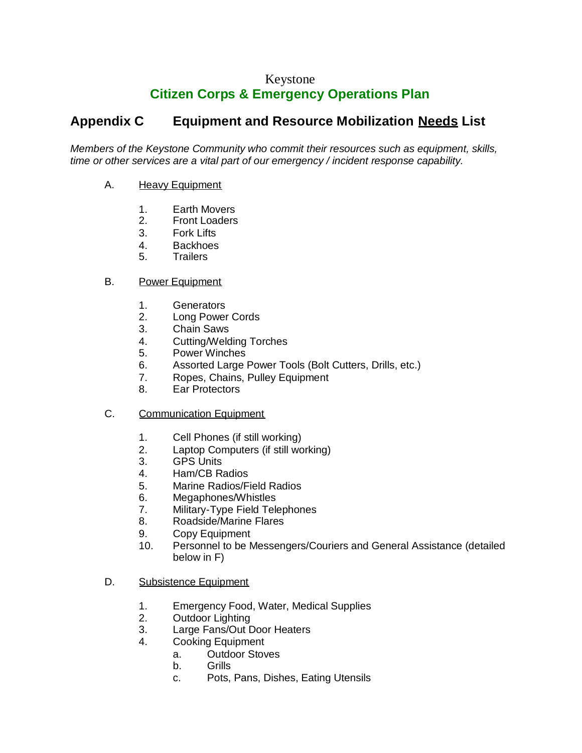Keystone

# Citizen Corps & Emergency Operations Plan

## Appendix C Equipment and Resource Mobilization Needs List

*Members of the Keystone Community who commit their resources such as equipment, skills, time or other services are a vital part of our emergency / incident response capability.*

A. Heavy Equipment

1. Earth Movers
2. Front Loaders
3. Fork Lifts
4. Backhoes
5. Trailers

B. Power Equipment

1. Generators
2. Long Power Cords
3. Chain Saws
4. Cutting/Welding Torches
5. Power Winches
6. Assorted Large Power Tools (Bolt Cutters, Drills, etc.)
7. Ropes, Chains, Pulley Equipment
8. Ear Protectors

C. Communication Equipment

1. Cell Phones (if still working)
2. Laptop Computers (if still working)
3. GPS Units
4. Ham/CB Radios
5. Marine Radios/Field Radios
6. Megaphones/Whistles
7. Military-Type Field Telephones
8. Roadside/Marine Flares
9. Copy Equipment
10. Personnel to be Messengers/Couriers and General Assistance (detailed below in F)

D. Subsistence Equipment

1. Emergency Food, Water, Medical Supplies
2. Outdoor Lighting
3. Large Fans/Out Door Heaters
4. Cooking Equipment
   a. Outdoor Stoves
   b. Grills
   c. Pots, Pans, Dishes, Eating Utensils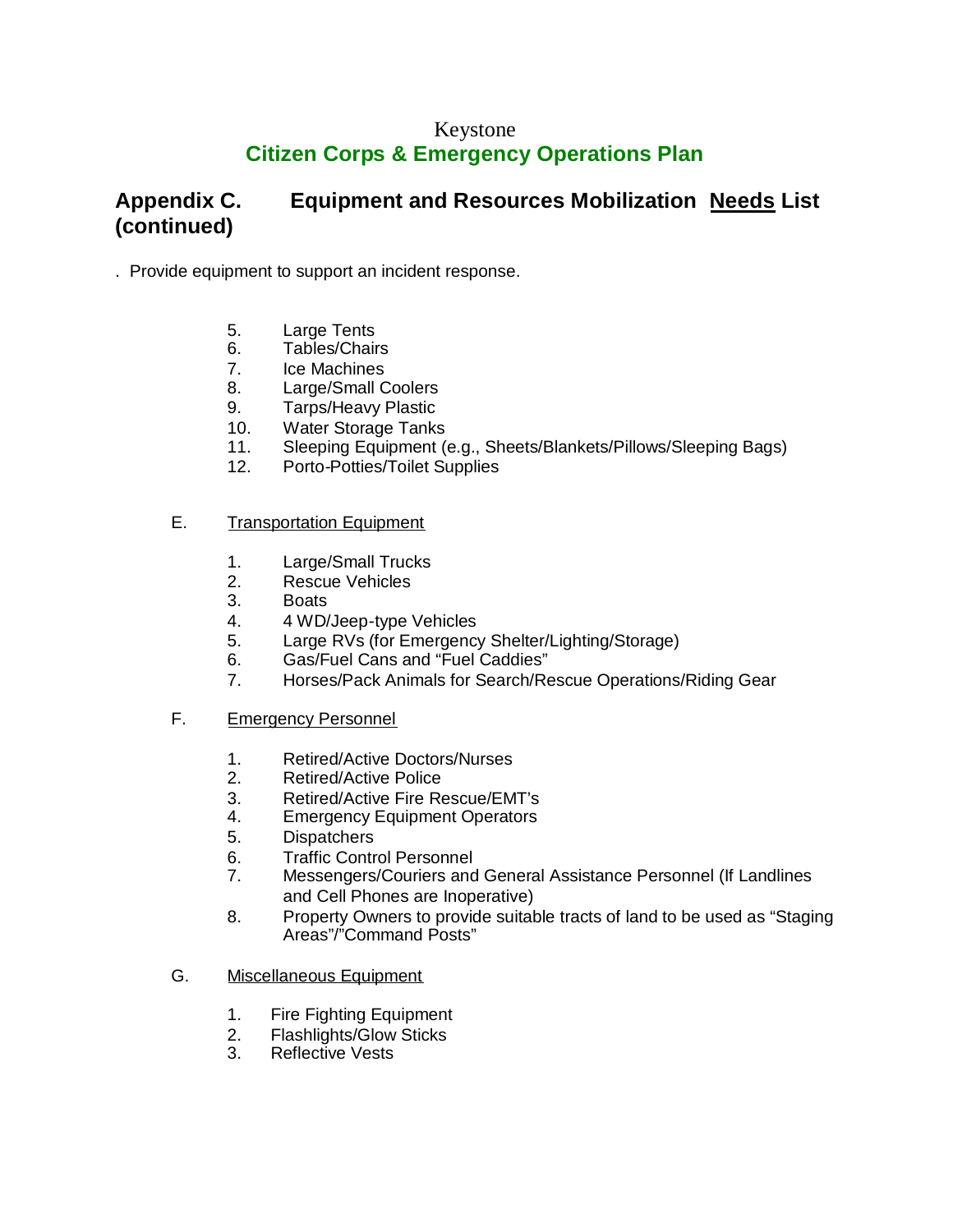Keystone

**Citizen Corps & Emergency Operations Plan**

## Appendix C. Equipment and Resources Mobilization Needs List (continued)

. Provide equipment to support an incident response.

5. Large Tents
6. Tables/Chairs
7. Ice Machines
8. Large/Small Coolers
9. Tarps/Heavy Plastic
10. Water Storage Tanks
11. Sleeping Equipment (e.g., Sheets/Blankets/Pillows/Sleeping Bags)
12. Porto-Potties/Toilet Supplies

E. Transportation Equipment

1. Large/Small Trucks
2. Rescue Vehicles
3. Boats
4. 4 WD/Jeep-type Vehicles
5. Large RVs (for Emergency Shelter/Lighting/Storage)
6. Gas/Fuel Cans and "Fuel Caddies"
7. Horses/Pack Animals for Search/Rescue Operations/Riding Gear

F. Emergency Personnel

1. Retired/Active Doctors/Nurses
2. Retired/Active Police
3. Retired/Active Fire Rescue/EMT's
4. Emergency Equipment Operators
5. Dispatchers
6. Traffic Control Personnel
7. Messengers/Couriers and General Assistance Personnel (If Landlines and Cell Phones are Inoperative)
8. Property Owners to provide suitable tracts of land to be used as "Staging Areas"/"Command Posts"

G. Miscellaneous Equipment

1. Fire Fighting Equipment
2. Flashlights/Glow Sticks
3. Reflective Vests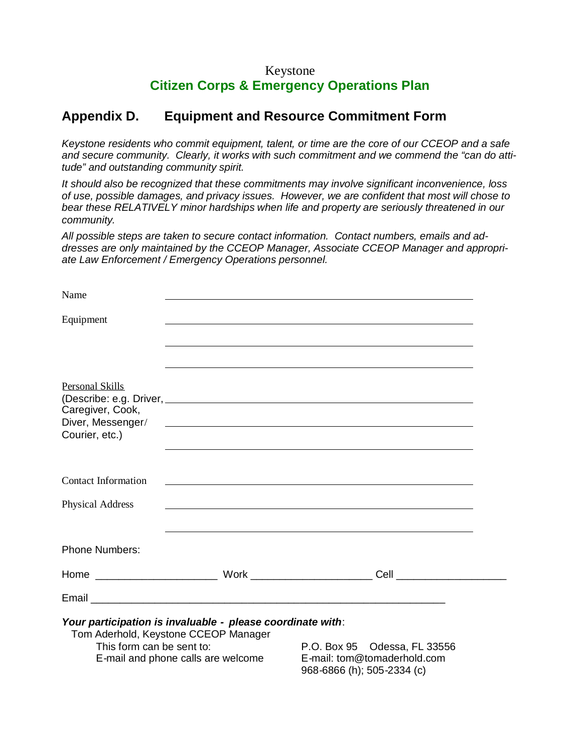Keystone

**Citizen Corps & Emergency Operations Plan**

## Appendix D. Equipment and Resource Commitment Form

*Keystone residents who commit equipment, talent, or time are the core of our CCEOP and a safe and secure community. Clearly, it works with such commitment and we commend the "can do attitude" and outstanding community spirit.*

*It should also be recognized that these commitments may involve significant inconvenience, loss of use, possible damages, and privacy issues. However, we are confident that most will chose to bear these RELATIVELY minor hardships when life and property are seriously threatened in our community.*

*All possible steps are taken to secure contact information. Contact numbers, emails and addresses are only maintained by the CCEOP Manager, Associate CCEOP Manager and appropriate Law Enforcement / Emergency Operations personnel.*

Name ______________________________________________

Equipment ______________________________________________

______________________________________________

______________________________________________

Personal Skills
(Describe: e.g. Driver, Caregiver, Cook, Diver, Messenger/ Courier, etc.) ______________________________________________

______________________________________________

______________________________________________

Contact Information ______________________________________________

Physical Address ______________________________________________

______________________________________________

Phone Numbers:

Home ____________________ Work ____________________ Cell ____________________

Email ______________________________________________

***Your participation is invaluable - please coordinate with***:

Tom Aderhold, Keystone CCEOP Manager

This form can be sent to: P.O. Box 95 Odessa, FL 33556

E-mail and phone calls are welcome E-mail: tom@tomaderhold.com

968-6866 (h); 505-2334 (c)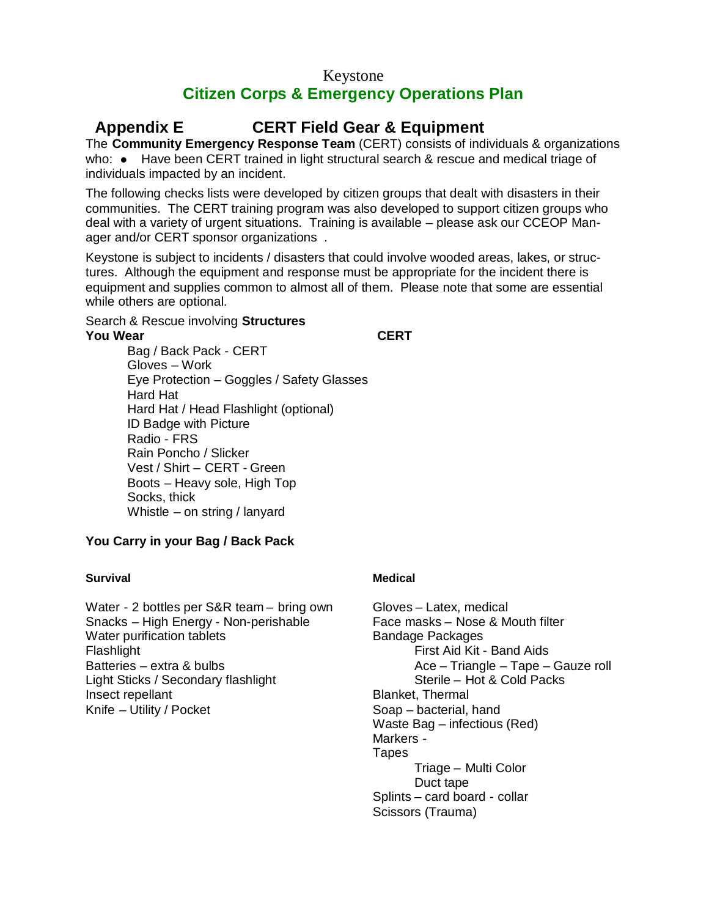Keystone

## Citizen Corps & Emergency Operations Plan

## Appendix E CERT Field Gear & Equipment

The **Community Emergency Response Team** (CERT) consists of individuals & organizations who: ● Have been CERT trained in light structural search & rescue and medical triage of individuals impacted by an incident.

The following checks lists were developed by citizen groups that dealt with disasters in their communities. The CERT training program was also developed to support citizen groups who deal with a variety of urgent situations. Training is available – please ask our CCEOP Manager and/or CERT sponsor organizations .

Keystone is subject to incidents / disasters that could involve wooded areas, lakes, or structures. Although the equipment and response must be appropriate for the incident there is equipment and supplies common to almost all of them. Please note that some are essential while others are optional.

Search & Rescue involving **Structures**

**You Wear** **CERT**

- Bag / Back Pack - CERT
- Gloves – Work
- Eye Protection – Goggles / Safety Glasses
- Hard Hat
- Hard Hat / Head Flashlight (optional)
- ID Badge with Picture
- Radio - FRS
- Rain Poncho / Slicker
- Vest / Shirt – CERT - Green
- Boots – Heavy sole, High Top
- Socks, thick
- Whistle – on string / lanyard

**You Carry in your Bag / Back Pack**

**Survival**

- Water - 2 bottles per S&R team – bring own
- Snacks – High Energy - Non-perishable
- Water purification tablets
- Flashlight
- Batteries – extra & bulbs
- Light Sticks / Secondary flashlight
- Insect repellant
- Knife – Utility / Pocket

**Medical**

- Gloves – Latex, medical
- Face masks – Nose & Mouth filter
- Bandage Packages
  - First Aid Kit - Band Aids
  - Ace – Triangle – Tape – Gauze roll
  - Sterile – Hot & Cold Packs
- Blanket, Thermal
- Soap – bacterial, hand
- Waste Bag – infectious (Red)
- Markers -
- Tapes
  - Triage – Multi Color
  - Duct tape
- Splints – card board - collar
- Scissors (Trauma)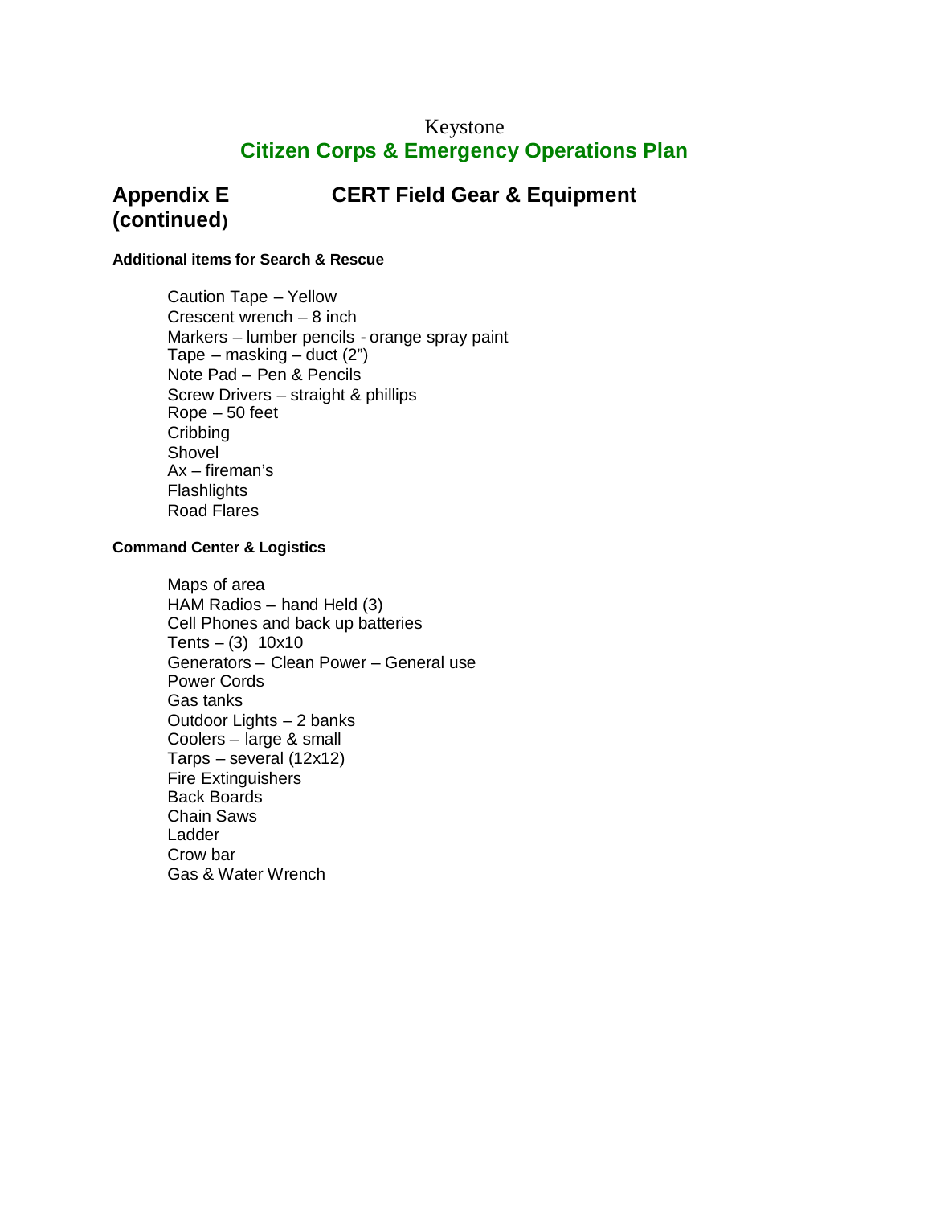Keystone

# Citizen Corps & Emergency Operations Plan

## Appendix E (continued) — CERT Field Gear & Equipment

**Additional items for Search & Rescue**

Caution Tape – Yellow
Crescent wrench – 8 inch
Markers – lumber pencils - orange spray paint
Tape – masking – duct (2")
Note Pad – Pen & Pencils
Screw Drivers – straight & phillips
Rope – 50 feet
Cribbing
Shovel
Ax – fireman's
Flashlights
Road Flares

**Command Center & Logistics**

Maps of area
HAM Radios – hand Held (3)
Cell Phones and back up batteries
Tents – (3) 10x10
Generators – Clean Power – General use
Power Cords
Gas tanks
Outdoor Lights – 2 banks
Coolers – large & small
Tarps – several (12x12)
Fire Extinguishers
Back Boards
Chain Saws
Ladder
Crow bar
Gas & Water Wrench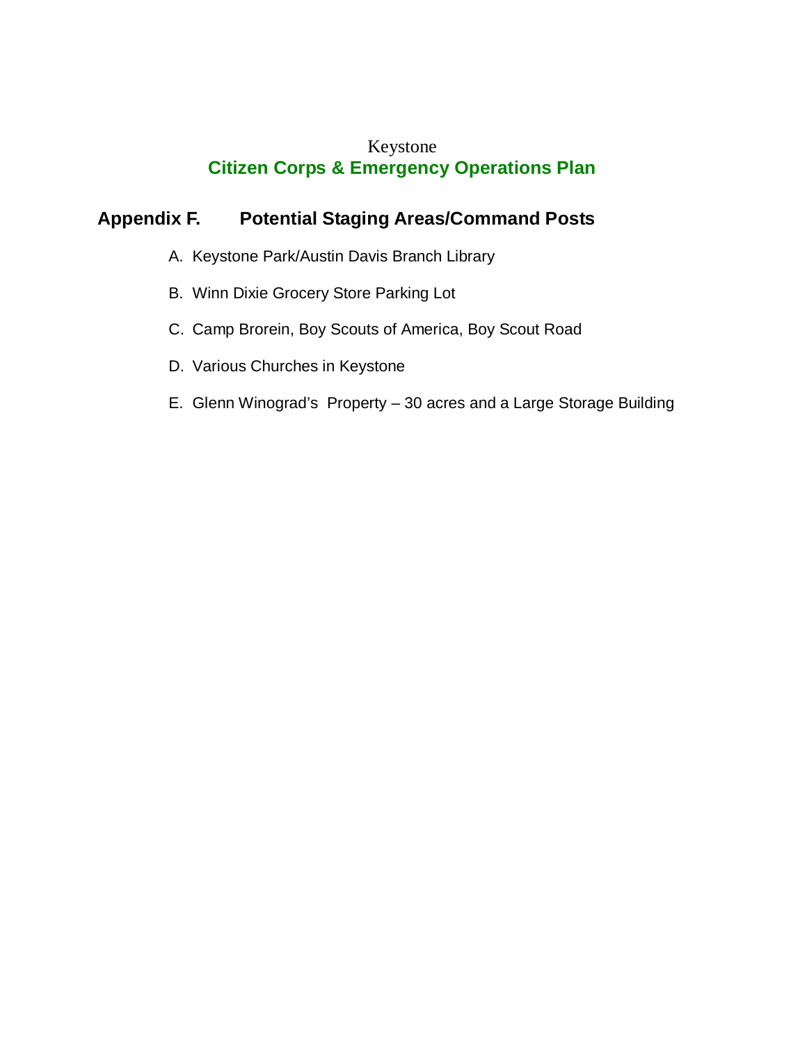Keystone

**Citizen Corps & Emergency Operations Plan**

## Appendix F. Potential Staging Areas/Command Posts

A. Keystone Park/Austin Davis Branch Library

B. Winn Dixie Grocery Store Parking Lot

C. Camp Brorein, Boy Scouts of America, Boy Scout Road

D. Various Churches in Keystone

E. Glenn Winograd's Property – 30 acres and a Large Storage Building